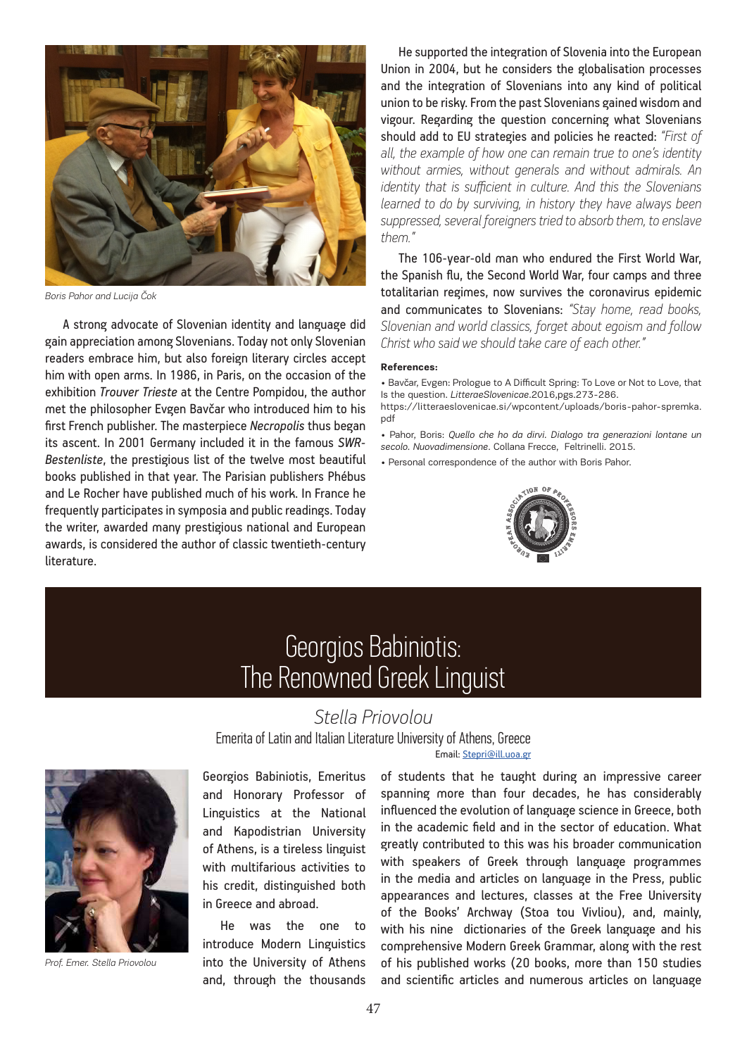Boris Pahor and Lucija Čok

A strong advocate of Slovenian identity and language did gain appreciation among Slovenians. Today not only Slovenian readers embrace him, but also foreign literary circles accept him with open arms. In 1986, in Paris, on the occasion of the exhibition *Trouver Trieste* at the Centre Pompidou, the author met the philosopher Evgen Bavčar who introduced him to his first French publisher. The masterpiece *Necropolis* thus began its ascent. In 2001 Germany included it in the famous *SWR-Bestenliste*, the prestigious list of the twelve most beautiful books published in that year. The Parisian publishers Phébus and Le Rocher have published much of his work. In France he frequently participates in symposia and public readings. Today the writer, awarded many prestigious national and European awards, is considered the author of classic twentieth-century literature.

He supported the integration of Slovenia into the European Union in 2004, but he considers the globalisation processes and the integration of Slovenians into any kind of political union to be risky. From the past Slovenians gained wisdom and vigour. Regarding the question concerning what Slovenians should add to EU strategies and policies he reacted: *"First of all, the example of how one can remain true to one's identity without armies, without generals and without admirals. An identity that is sufficient in culture. And this the Slovenians learned to do by surviving, in history they have always been suppressed, several foreigners tried to absorb them, to enslave them."*

The 106-year-old man who endured the First World War, the Spanish flu, the Second World War, four camps and three totalitarian regimes, now survives the coronavirus epidemic and communicates to Slovenians: *"Stay home, read books, Slovenian and world classics, forget about egoism and follow Christ who said we should take care of each other."*

**References:**

- Bavčar, Evgen: Prologue to A Difficult Spring: To Love or Not to Love, that Is the question. *LitteraeSlovenicae*.2016,pgs.273-286. https://litteraeslovenicae.si/wpcontent/uploads/boris-pahor-spremka.pdf
- Pahor, Boris: *Quello che ho da dirvi. Dialogo tra generazioni lontane un secolo. Nuovadimensione*. Collana Frecce, Feltrinelli. 2015.
- Personal correspondence of the author with Boris Pahor.

# Georgios Babiniotis: The Renowned Greek Linguist

## *Stella Priovolou*

Emerita of Latin and Italian Literature University of Athens, Greece

Email: Stepri@ill.uoa.gr

Prof. Emer. Stella Priovolou

Georgios Babiniotis, Emeritus and Honorary Professor of Linguistics at the National and Kapodistrian University of Athens, is a tireless linguist with multifarious activities to his credit, distinguished both in Greece and abroad.

He was the one to introduce Modern Linguistics into the University of Athens and, through the thousands of students that he taught during an impressive career spanning more than four decades, he has considerably influenced the evolution of language science in Greece, both in the academic field and in the sector of education. What greatly contributed to this was his broader communication with speakers of Greek through language programmes in the media and articles on language in the Press, public appearances and lectures, classes at the Free University of the Books' Archway (Stoa tou Vivliou), and, mainly, with his nine dictionaries of the Greek language and his comprehensive Modern Greek Grammar, along with the rest of his published works (20 books, more than 150 studies and scientific articles and numerous articles on language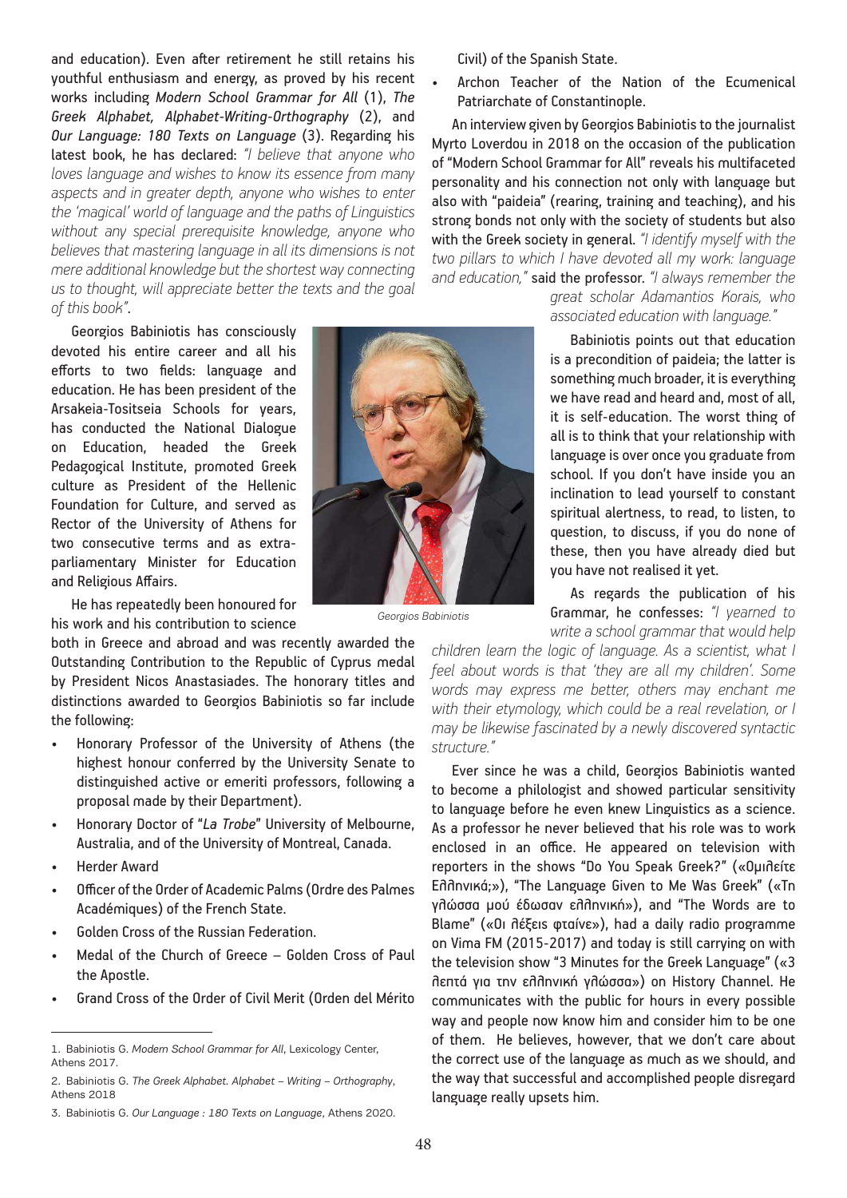and education). Even after retirement he still retains his youthful enthusiasm and energy, as proved by his recent works including *Modern School Grammar for All* (1), *The Greek Alphabet, Alphabet-Writing-Orthography* (2), and *Our Language: 180 Texts on Language* (3). Regarding his latest book, he has declared: *"I believe that anyone who loves language and wishes to know its essence from many aspects and in greater depth, anyone who wishes to enter the 'magical' world of language and the paths of Linguistics without any special prerequisite knowledge, anyone who believes that mastering language in all its dimensions is not mere additional knowledge but the shortest way connecting us to thought, will appreciate better the texts and the goal of this book"*.

Georgios Babiniotis has consciously devoted his entire career and all his efforts to two fields: language and education. He has been president of the Arsakeia-Tositseia Schools for years, has conducted the National Dialogue on Education, headed the Greek Pedagogical Institute, promoted Greek culture as President of the Hellenic Foundation for Culture, and served as Rector of the University of Athens for two consecutive terms and as extra-parliamentary Minister for Education and Religious Affairs.

Georgios Babiniotis

He has repeatedly been honoured for his work and his contribution to science both in Greece and abroad and was recently awarded the Outstanding Contribution to the Republic of Cyprus medal by President Nicos Anastasiades. The honorary titles and distinctions awarded to Georgios Babiniotis so far include the following:

- Honorary Professor of the University of Athens (the highest honour conferred by the University Senate to distinguished active or emeriti professors, following a proposal made by their Department).
- Honorary Doctor of "*La Trobe*" University of Melbourne, Australia, and of the University of Montreal, Canada.
- Herder Award
- Officer of the Order of Academic Palms (Ordre des Palmes Académiques) of the French State.
- Golden Cross of the Russian Federation.
- Medal of the Church of Greece – Golden Cross of Paul the Apostle.
- Grand Cross of the Order of Civil Merit (Orden del Mérito Civil) of the Spanish State.
- Archon Teacher of the Nation of the Ecumenical Patriarchate of Constantinople.

An interview given by Georgios Babiniotis to the journalist Myrto Loverdou in 2018 on the occasion of the publication of "Modern School Grammar for All" reveals his multifaceted personality and his connection not only with language but also with "paideia" (rearing, training and teaching), and his strong bonds not only with the society of students but also with the Greek society in general. *"I identify myself with the two pillars to which I have devoted all my work: language and education,"* said the professor. *"I always remember the great scholar Adamantios Korais, who associated education with language."*

Babiniotis points out that education is a precondition of paideia; the latter is something much broader, it is everything we have read and heard and, most of all, it is self-education. The worst thing of all is to think that your relationship with language is over once you graduate from school. If you don't have inside you an inclination to lead yourself to constant spiritual alertness, to read, to listen, to question, to discuss, if you do none of these, then you have already died but you have not realised it yet.

As regards the publication of his Grammar, he confesses: *"I yearned to write a school grammar that would help children learn the logic of language. As a scientist, what I feel about words is that 'they are all my children'. Some words may express me better, others may enchant me with their etymology, which could be a real revelation, or I may be likewise fascinated by a newly discovered syntactic structure."*

Ever since he was a child, Georgios Babiniotis wanted to become a philologist and showed particular sensitivity to language before he even knew Linguistics as a science. As a professor he never believed that his role was to work enclosed in an office. He appeared on television with reporters in the shows "Do You Speak Greek?" («Ομιλείτε Ελληνικά;»), "The Language Given to Me Was Greek" («Τη γλώσσα μού έδωσαν ελληνική»), and "The Words are to Blame" («Οι λέξεις φταίνε»), had a daily radio programme on Vima FM (2015-2017) and today is still carrying on with the television show "3 Minutes for the Greek Language" («3 λεπτά για την ελληνική γλώσσα») on History Channel. He communicates with the public for hours in every possible way and people now know him and consider him to be one of them. He believes, however, that we don't care about the correct use of the language as much as we should, and the way that successful and accomplished people disregard language really upsets him.

1. Babiniotis G. *Modern School Grammar for All*, Lexicology Center, Athens 2017.
2. Babiniotis G. *The Greek Alphabet. Alphabet – Writing – Orthography*, Athens 2018
3. Babiniotis G. *Our Language : 180 Texts on Language*, Athens 2020.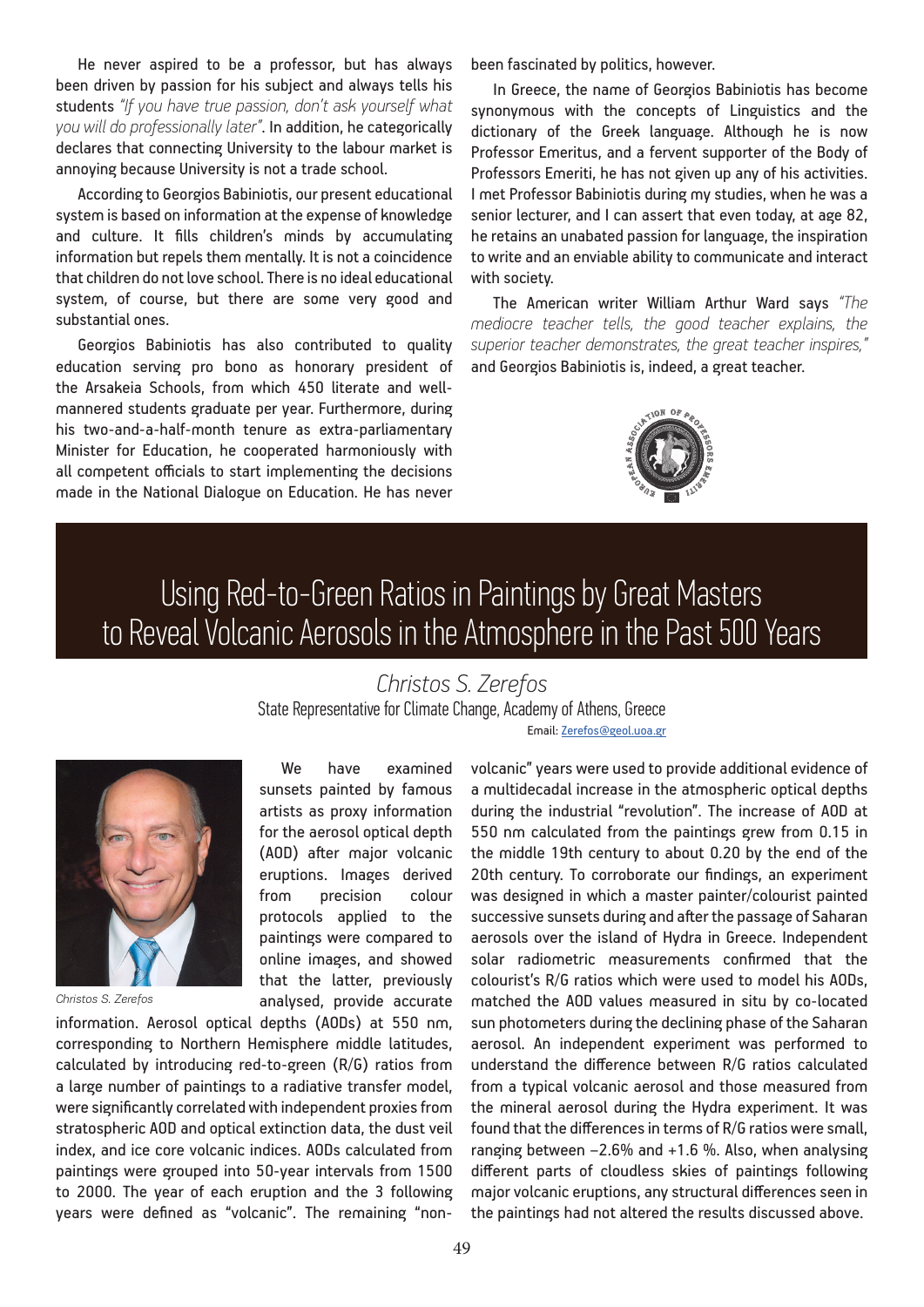He never aspired to be a professor, but has always been driven by passion for his subject and always tells his students *"If you have true passion, don't ask yourself what you will do professionally later"*. In addition, he categorically declares that connecting University to the labour market is annoying because University is not a trade school.

According to Georgios Babiniotis, our present educational system is based on information at the expense of knowledge and culture. It fills children's minds by accumulating information but repels them mentally. It is not a coincidence that children do not love school. There is no ideal educational system, of course, but there are some very good and substantial ones.

Georgios Babiniotis has also contributed to quality education serving pro bono as honorary president of the Arsakeia Schools, from which 450 literate and well-mannered students graduate per year. Furthermore, during his two-and-a-half-month tenure as extra-parliamentary Minister for Education, he cooperated harmoniously with all competent officials to start implementing the decisions made in the National Dialogue on Education. He has never been fascinated by politics, however.

In Greece, the name of Georgios Babiniotis has become synonymous with the concepts of Linguistics and the dictionary of the Greek language. Although he is now Professor Emeritus, and a fervent supporter of the Body of Professors Emeriti, he has not given up any of his activities. I met Professor Babiniotis during my studies, when he was a senior lecturer, and I can assert that even today, at age 82, he retains an unabated passion for language, the inspiration to write and an enviable ability to communicate and interact with society.

The American writer William Arthur Ward says *"The mediocre teacher tells, the good teacher explains, the superior teacher demonstrates, the great teacher inspires,"* and Georgios Babiniotis is, indeed, a great teacher.

# Using Red-to-Green Ratios in Paintings by Great Masters to Reveal Volcanic Aerosols in the Atmosphere in the Past 500 Years

*Christos S. Zerefos*

State Representative for Climate Change, Academy of Athens, Greece

Email: Zerefos@geol.uoa.gr

*Christos S. Zerefos*

We have examined sunsets painted by famous artists as proxy information for the aerosol optical depth (AOD) after major volcanic eruptions. Images derived from precision colour protocols applied to the paintings were compared to online images, and showed that the latter, previously analysed, provide accurate information. Aerosol optical depths (AODs) at 550 nm, corresponding to Northern Hemisphere middle latitudes, calculated by introducing red-to-green (R/G) ratios from a large number of paintings to a radiative transfer model, were significantly correlated with independent proxies from stratospheric AOD and optical extinction data, the dust veil index, and ice core volcanic indices. AODs calculated from paintings were grouped into 50-year intervals from 1500 to 2000. The year of each eruption and the 3 following years were defined as "volcanic". The remaining "non-volcanic" years were used to provide additional evidence of a multidecadal increase in the atmospheric optical depths during the industrial "revolution". The increase of AOD at 550 nm calculated from the paintings grew from 0.15 in the middle 19th century to about 0.20 by the end of the 20th century. To corroborate our findings, an experiment was designed in which a master painter/colourist painted successive sunsets during and after the passage of Saharan aerosols over the island of Hydra in Greece. Independent solar radiometric measurements confirmed that the colourist's R/G ratios which were used to model his AODs, matched the AOD values measured in situ by co-located sun photometers during the declining phase of the Saharan aerosol. An independent experiment was performed to understand the difference between R/G ratios calculated from a typical volcanic aerosol and those measured from the mineral aerosol during the Hydra experiment. It was found that the differences in terms of R/G ratios were small, ranging between −2.6% and +1.6 %. Also, when analysing different parts of cloudless skies of paintings following major volcanic eruptions, any structural differences seen in the paintings had not altered the results discussed above.